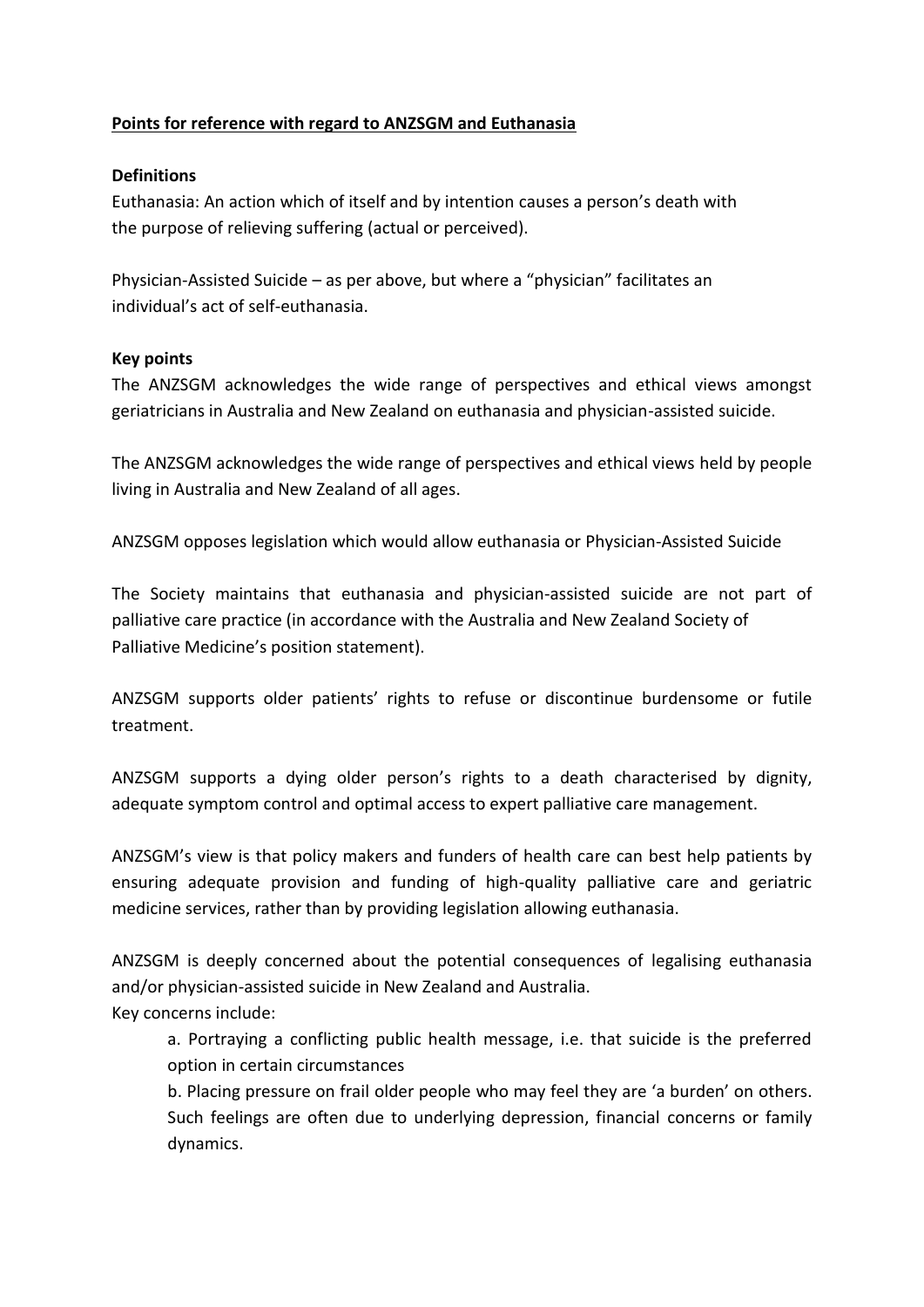**<u>Points for reference with regard to ANZSGM and Euthanasia</u>**

**Definitions**

Euthanasia: An action which of itself and by intention causes a person's death with the purpose of relieving suffering (actual or perceived).

Physician-Assisted Suicide – as per above, but where a "physician" facilitates an individual's act of self-euthanasia.

**Key points**

The ANZSGM acknowledges the wide range of perspectives and ethical views amongst geriatricians in Australia and New Zealand on euthanasia and physician-assisted suicide.

The ANZSGM acknowledges the wide range of perspectives and ethical views held by people living in Australia and New Zealand of all ages.

ANZSGM opposes legislation which would allow euthanasia or Physician-Assisted Suicide

The Society maintains that euthanasia and physician-assisted suicide are not part of palliative care practice (in accordance with the Australia and New Zealand Society of Palliative Medicine's position statement).

ANZSGM supports older patients' rights to refuse or discontinue burdensome or futile treatment.

ANZSGM supports a dying older person's rights to a death characterised by dignity, adequate symptom control and optimal access to expert palliative care management.

ANZSGM's view is that policy makers and funders of health care can best help patients by ensuring adequate provision and funding of high-quality palliative care and geriatric medicine services, rather than by providing legislation allowing euthanasia.

ANZSGM is deeply concerned about the potential consequences of legalising euthanasia and/or physician-assisted suicide in New Zealand and Australia.
Key concerns include:

a. Portraying a conflicting public health message, i.e. that suicide is the preferred option in certain circumstances

b. Placing pressure on frail older people who may feel they are 'a burden' on others. Such feelings are often due to underlying depression, financial concerns or family dynamics.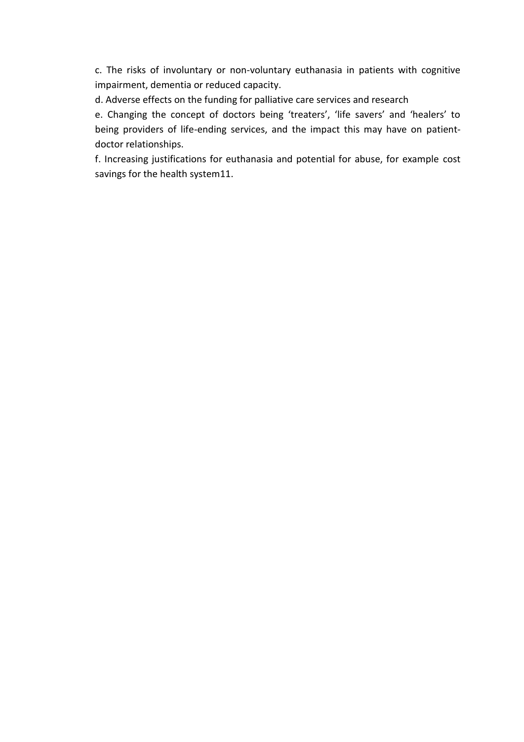c. The risks of involuntary or non-voluntary euthanasia in patients with cognitive impairment, dementia or reduced capacity.

d. Adverse effects on the funding for palliative care services and research

e. Changing the concept of doctors being ‘treaters’, ‘life savers’ and ‘healers’ to being providers of life-ending services, and the impact this may have on patient-doctor relationships.

f. Increasing justifications for euthanasia and potential for abuse, for example cost savings for the health system[11].